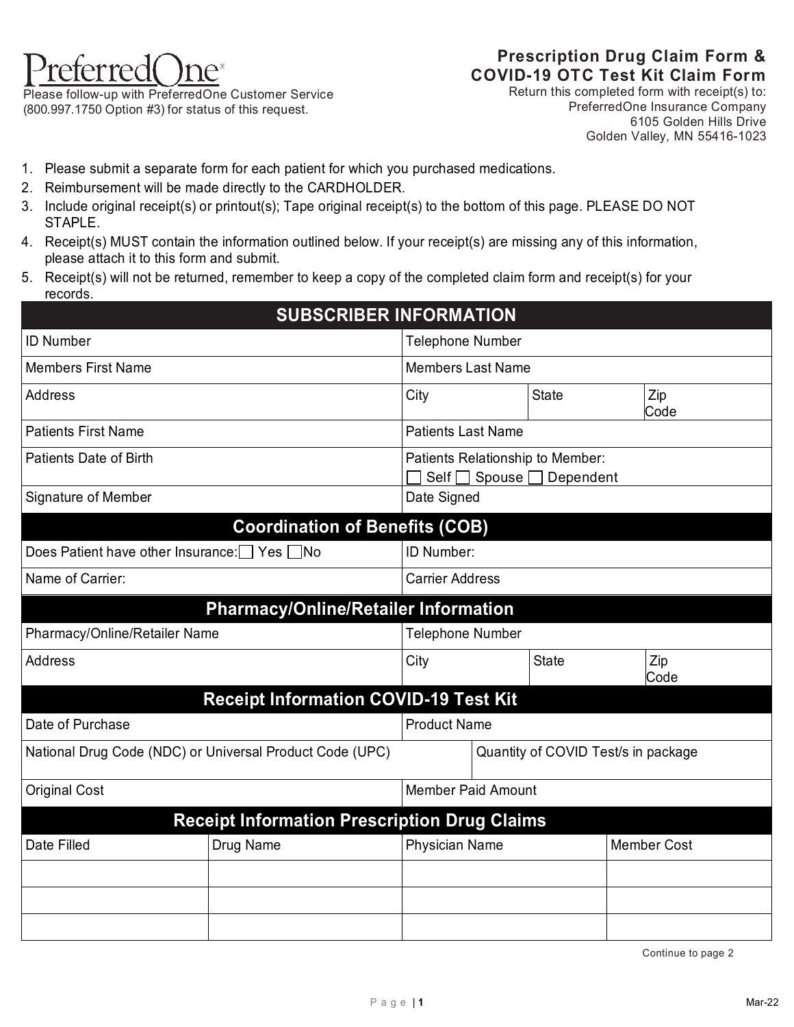PreferredOne®

Please follow-up with PreferredOne Customer Service (800.997.1750 Option #3) for status of this request.

# Prescription Drug Claim Form & COVID-19 OTC Test Kit Claim Form

Return this completed form with receipt(s) to:
PreferredOne Insurance Company
6105 Golden Hills Drive
Golden Valley, MN 55416-1023

1. Please submit a separate form for each patient for which you purchased medications.
2. Reimbursement will be made directly to the CARDHOLDER.
3. Include original receipt(s) or printout(s); Tape original receipt(s) to the bottom of this page. PLEASE DO NOT STAPLE.
4. Receipt(s) MUST contain the information outlined below. If your receipt(s) are missing any of this information, please attach it to this form and submit.
5. Receipt(s) will not be returned, remember to keep a copy of the completed claim form and receipt(s) for your records.

## SUBSCRIBER INFORMATION

| | | | |
|---|---|---|---|
| ID Number | Telephone Number | | |
| Members First Name | Members Last Name | | |
| Address | City | State | Zip Code |
| Patients First Name | Patients Last Name | | |
| Patients Date of Birth | Patients Relationship to Member: ☐ Self ☐ Spouse ☐ Dependent | | |
| Signature of Member | Date Signed | | |

## Coordination of Benefits (COB)

| | |
|---|---|
| Does Patient have other Insurance: ☐ Yes ☐ No | ID Number: |
| Name of Carrier: | Carrier Address |

## Pharmacy/Online/Retailer Information

| | | | |
|---|---|---|---|
| Pharmacy/Online/Retailer Name | Telephone Number | | |
| Address | City | State | Zip Code |

## Receipt Information COVID-19 Test Kit

| | |
|---|---|
| Date of Purchase | Product Name |
| National Drug Code (NDC) or Universal Product Code (UPC) | Quantity of COVID Test/s in package |
| Original Cost | Member Paid Amount |

## Receipt Information Prescription Drug Claims

| Date Filled | Drug Name | Physician Name | Member Cost |
|---|---|---|---|
| | | | |
| | | | |
| | | | |

Continue to page 2

Mar-22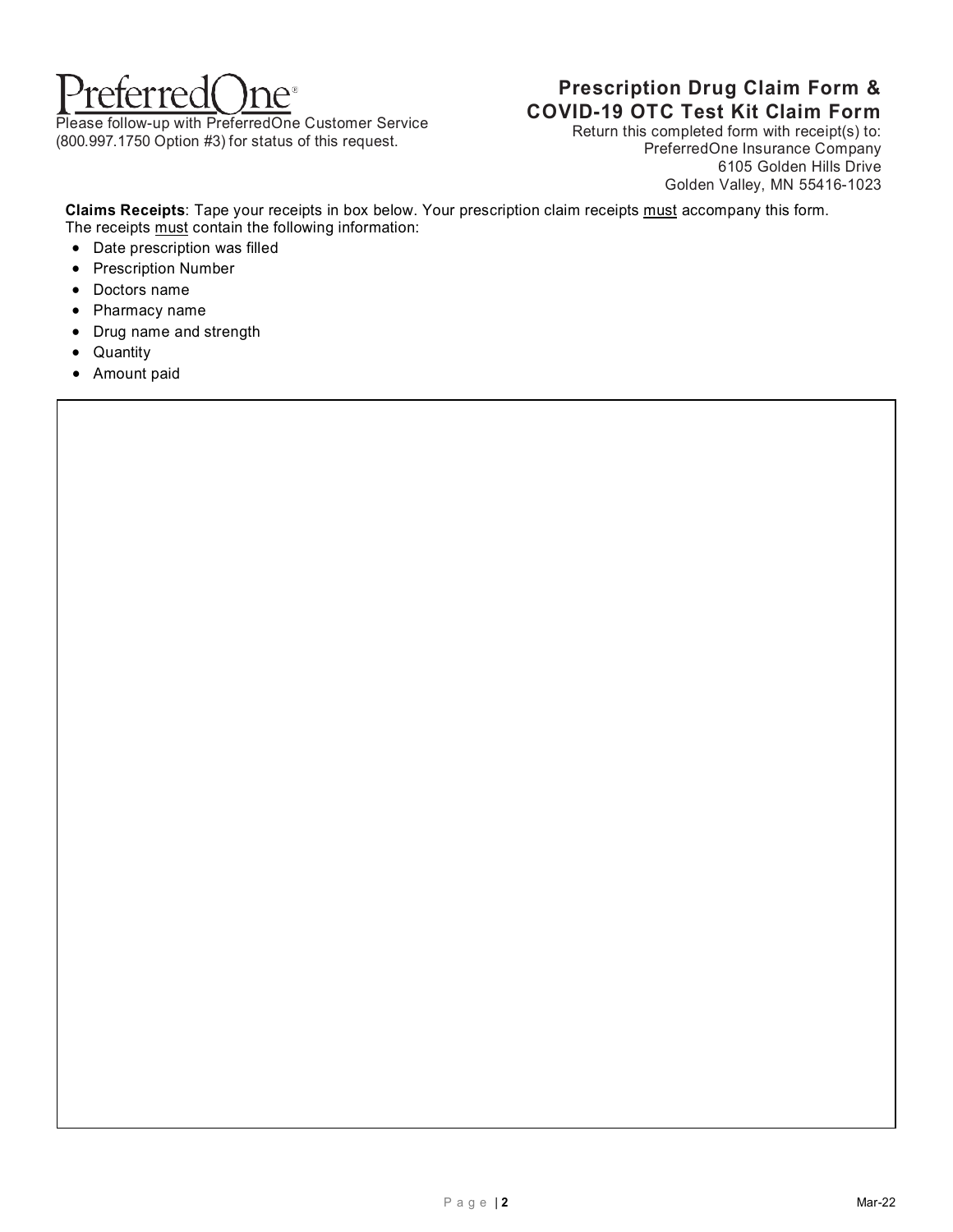PreferredOne®

Please follow-up with PreferredOne Customer Service (800.997.1750 Option #3) for status of this request.

## Prescription Drug Claim Form & COVID-19 OTC Test Kit Claim Form

Return this completed form with receipt(s) to:
PreferredOne Insurance Company
6105 Golden Hills Drive
Golden Valley, MN 55416-1023

**Claims Receipts**: Tape your receipts in box below. Your prescription claim receipts must accompany this form. The receipts must contain the following information:

- Date prescription was filled
- Prescription Number
- Doctors name
- Pharmacy name
- Drug name and strength
- Quantity
- Amount paid

Mar-22